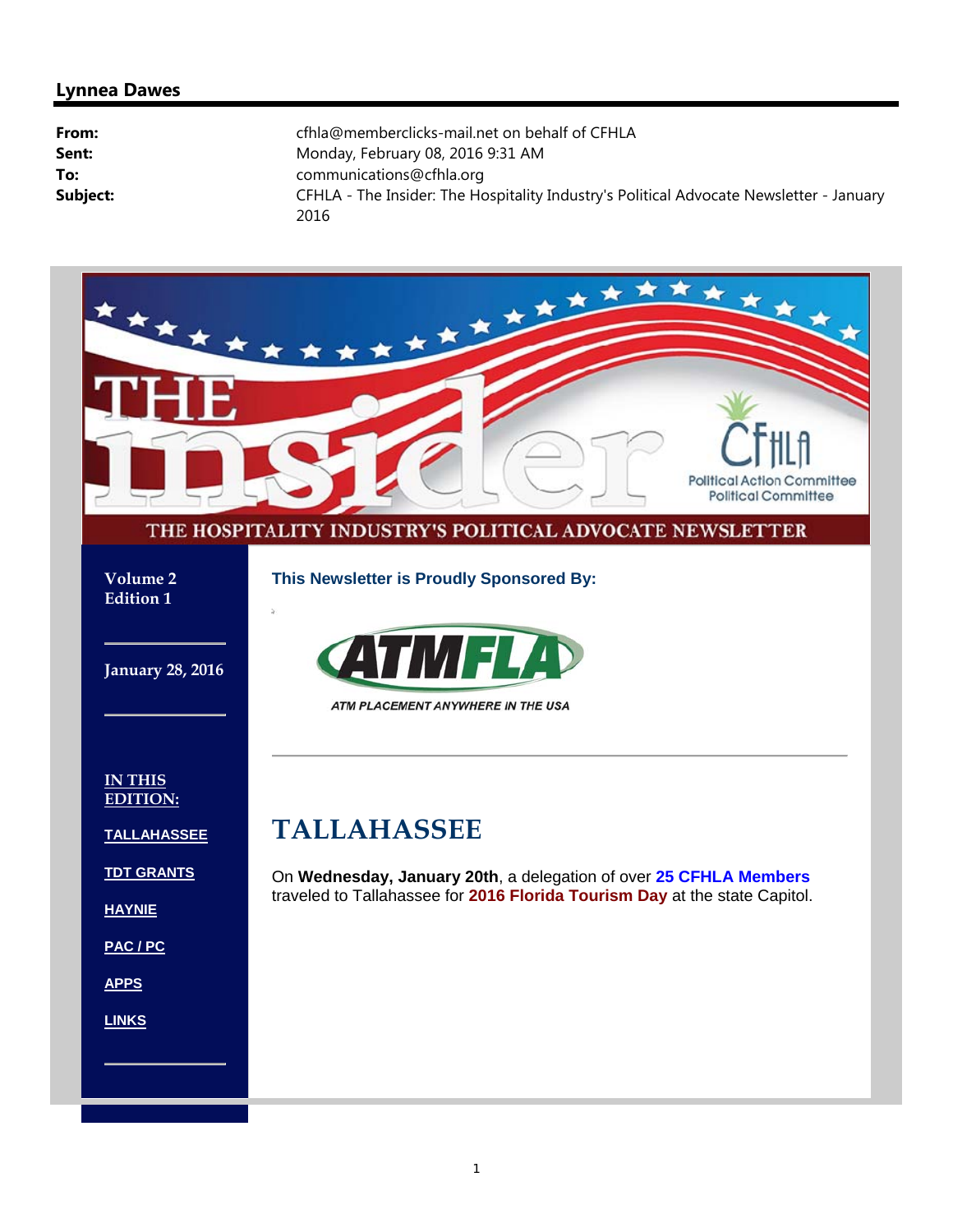**Lynnea Dawes**

| | |
|---|---|
| **From:** | cfhla@memberclicks-mail.net on behalf of CFHLA |
| **Sent:** | Monday, February 08, 2016 9:31 AM |
| **To:** | communications@cfhla.org |
| **Subject:** | CFHLA - The Insider: The Hospitality Industry's Political Advocate Newsletter - January 2016 |

THE insider

CFHLA Political Action Committee Political Committee

THE HOSPITALITY INDUSTRY'S POLITICAL ADVOCATE NEWSLETTER

**Volume 2**
**Edition 1**

**January 28, 2016**

**IN THIS EDITION:**

- TALLAHASSEE
- TDT GRANTS
- HAYNIE
- PAC / PC
- APPS
- LINKS

**This Newsletter is Proudly Sponsored By:**

ATMFLA

ATM PLACEMENT ANYWHERE IN THE USA

---

# TALLAHASSEE

On **Wednesday, January 20th**, a delegation of over **25 CFHLA Members** traveled to Tallahassee for **2016 Florida Tourism Day** at the state Capitol.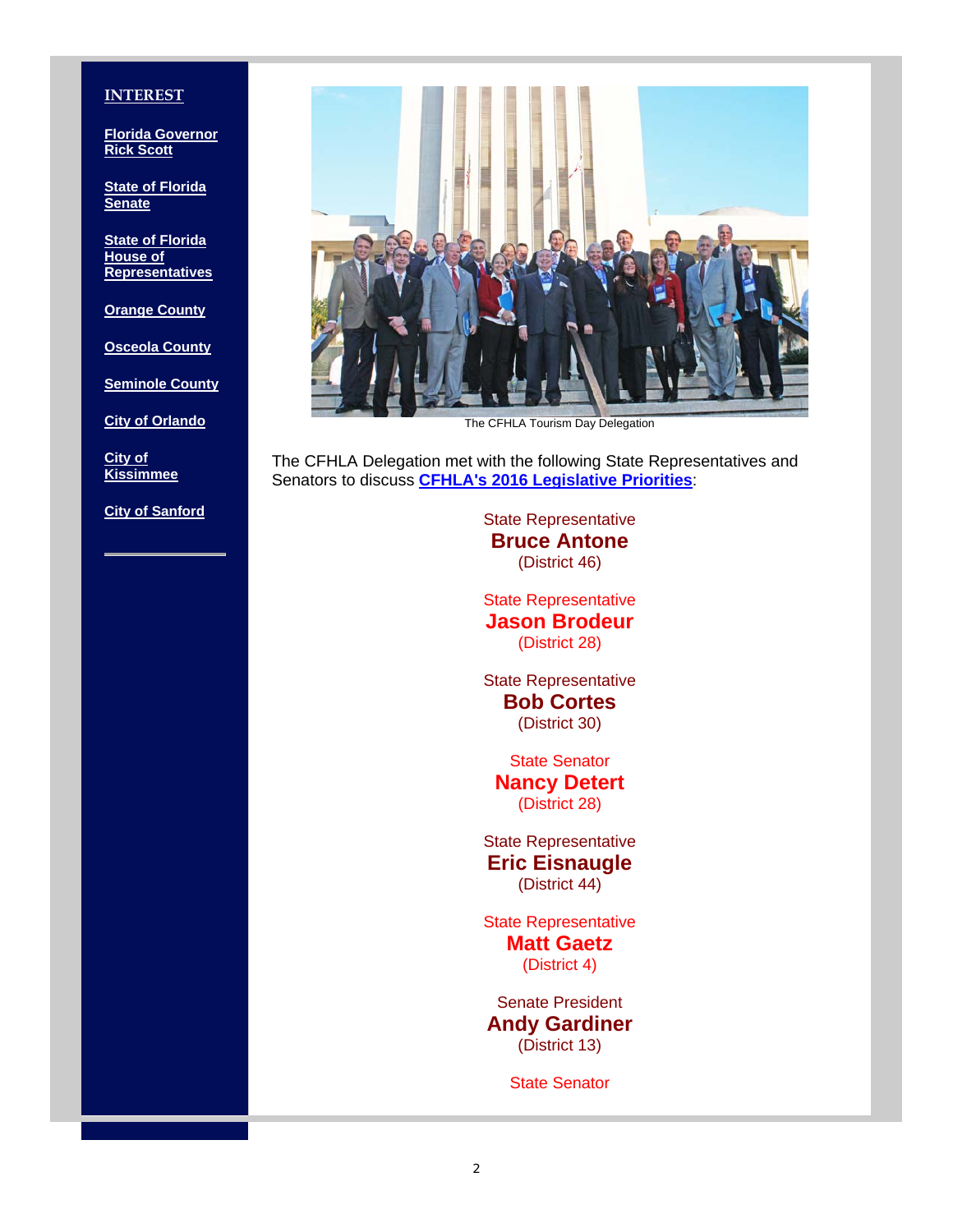**INTEREST**

**Florida Governor Rick Scott**

**State of Florida Senate**

**State of Florida House of Representatives**

**Orange County**

**Osceola County**

**Seminole County**

**City of Orlando**

**City of Kissimmee**

**City of Sanford**

The CFHLA Tourism Day Delegation

The CFHLA Delegation met with the following State Representatives and Senators to discuss **CFHLA's 2016 Legislative Priorities**:

State Representative
**Bruce Antone**
(District 46)

State Representative
**Jason Brodeur**
(District 28)

State Representative
**Bob Cortes**
(District 30)

State Senator
**Nancy Detert**
(District 28)

State Representative
**Eric Eisnaugle**
(District 44)

State Representative
**Matt Gaetz**
(District 4)

Senate President
**Andy Gardiner**
(District 13)

State Senator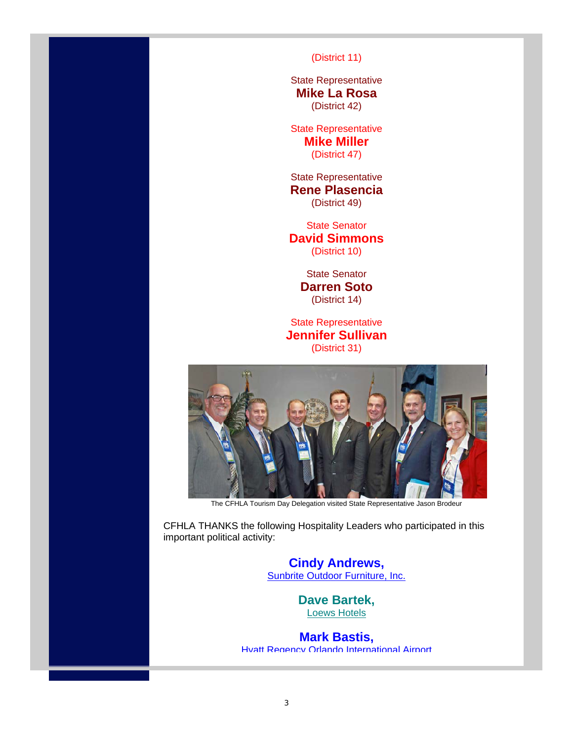(District 11)

State Representative
**Mike La Rosa**
(District 42)

State Representative
**Mike Miller**
(District 47)

State Representative
**Rene Plasencia**
(District 49)

State Senator
**David Simmons**
(District 10)

State Senator
**Darren Soto**
(District 14)

State Representative
**Jennifer Sullivan**
(District 31)

The CFHLA Tourism Day Delegation visited State Representative Jason Brodeur

CFHLA THANKS the following Hospitality Leaders who participated in this important political activity:

**Cindy Andrews,**
Sunbrite Outdoor Furniture, Inc.

**Dave Bartek,**
Loews Hotels

**Mark Bastis,**
Hyatt Regency Orlando International Airport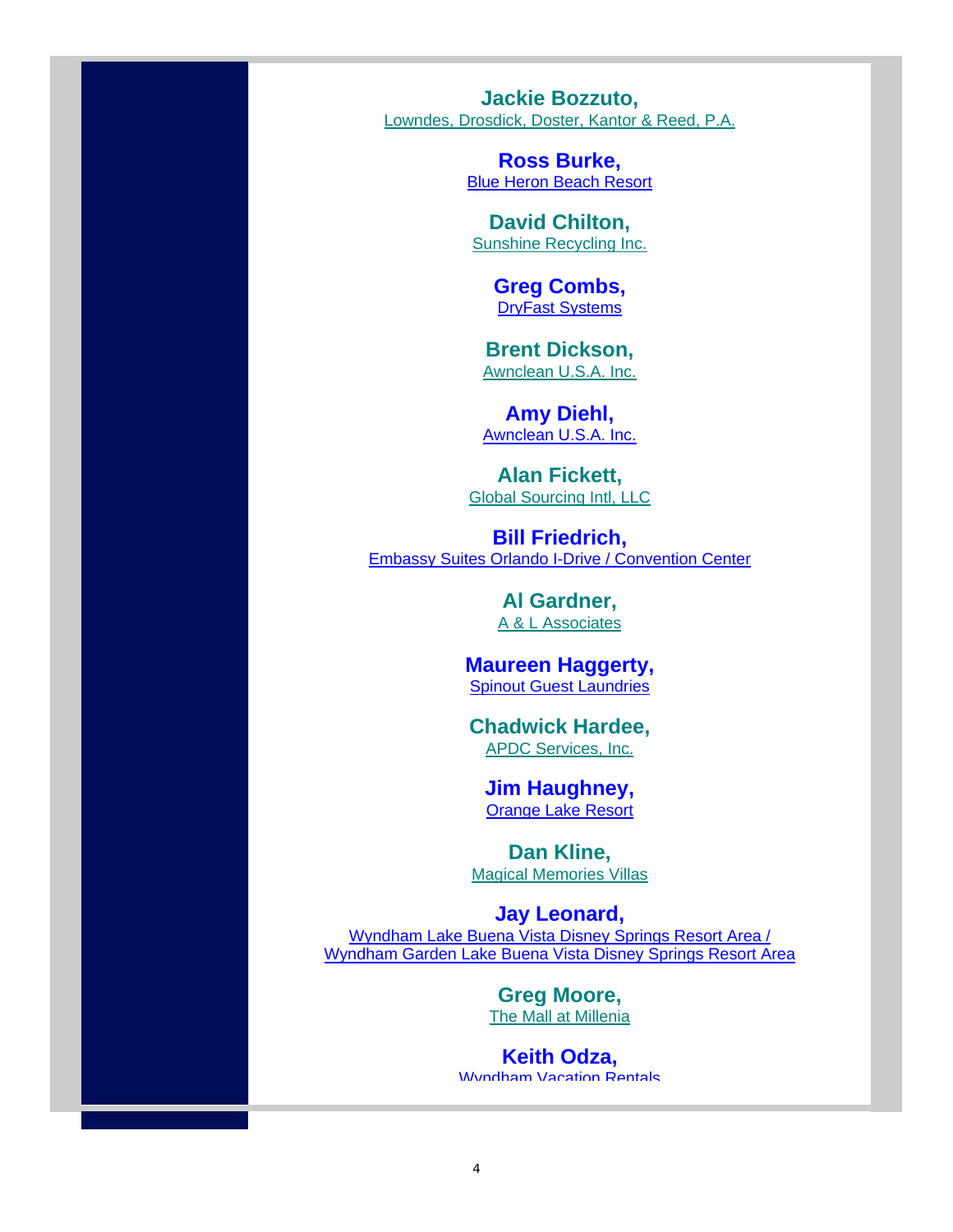**Jackie Bozzuto,**
Lowndes, Drosdick, Doster, Kantor & Reed, P.A.

**Ross Burke,**
Blue Heron Beach Resort

**David Chilton,**
Sunshine Recycling Inc.

**Greg Combs,**
DryFast Systems

**Brent Dickson,**
Awnclean U.S.A. Inc.

**Amy Diehl,**
Awnclean U.S.A. Inc.

**Alan Fickett,**
Global Sourcing Intl, LLC

**Bill Friedrich,**
Embassy Suites Orlando I-Drive / Convention Center

**Al Gardner,**
A & L Associates

**Maureen Haggerty,**
Spinout Guest Laundries

**Chadwick Hardee,**
APDC Services, Inc.

**Jim Haughney,**
Orange Lake Resort

**Dan Kline,**
Magical Memories Villas

**Jay Leonard,**
Wyndham Lake Buena Vista Disney Springs Resort Area /
Wyndham Garden Lake Buena Vista Disney Springs Resort Area

**Greg Moore,**
The Mall at Millenia

**Keith Odza,**
Wyndham Vacation Rentals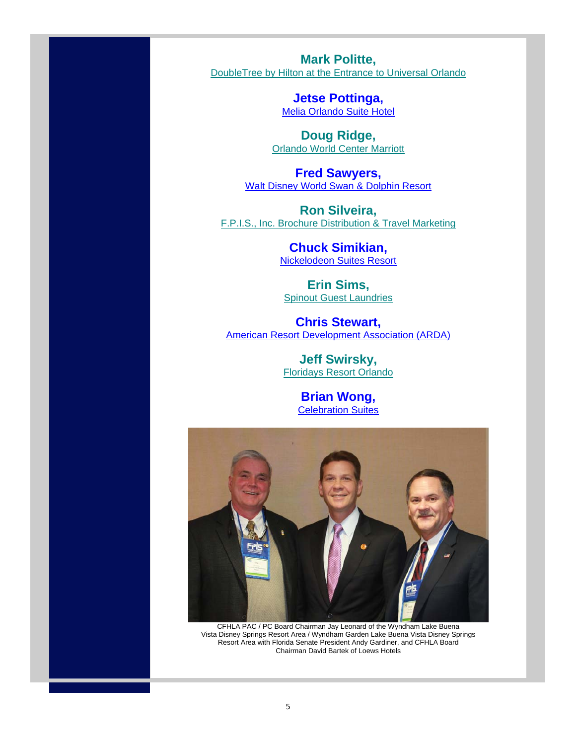**Mark Politte,**
DoubleTree by Hilton at the Entrance to Universal Orlando

**Jetse Pottinga,**
Melia Orlando Suite Hotel

**Doug Ridge,**
Orlando World Center Marriott

**Fred Sawyers,**
Walt Disney World Swan & Dolphin Resort

**Ron Silveira,**
F.P.I.S., Inc. Brochure Distribution & Travel Marketing

**Chuck Simikian,**
Nickelodeon Suites Resort

**Erin Sims,**
Spinout Guest Laundries

**Chris Stewart,**
American Resort Development Association (ARDA)

**Jeff Swirsky,**
Floridays Resort Orlando

**Brian Wong,**
Celebration Suites

CFHLA PAC / PC Board Chairman Jay Leonard of the Wyndham Lake Buena Vista Disney Springs Resort Area / Wyndham Garden Lake Buena Vista Disney Springs Resort Area with Florida Senate President Andy Gardiner, and CFHLA Board Chairman David Bartek of Loews Hotels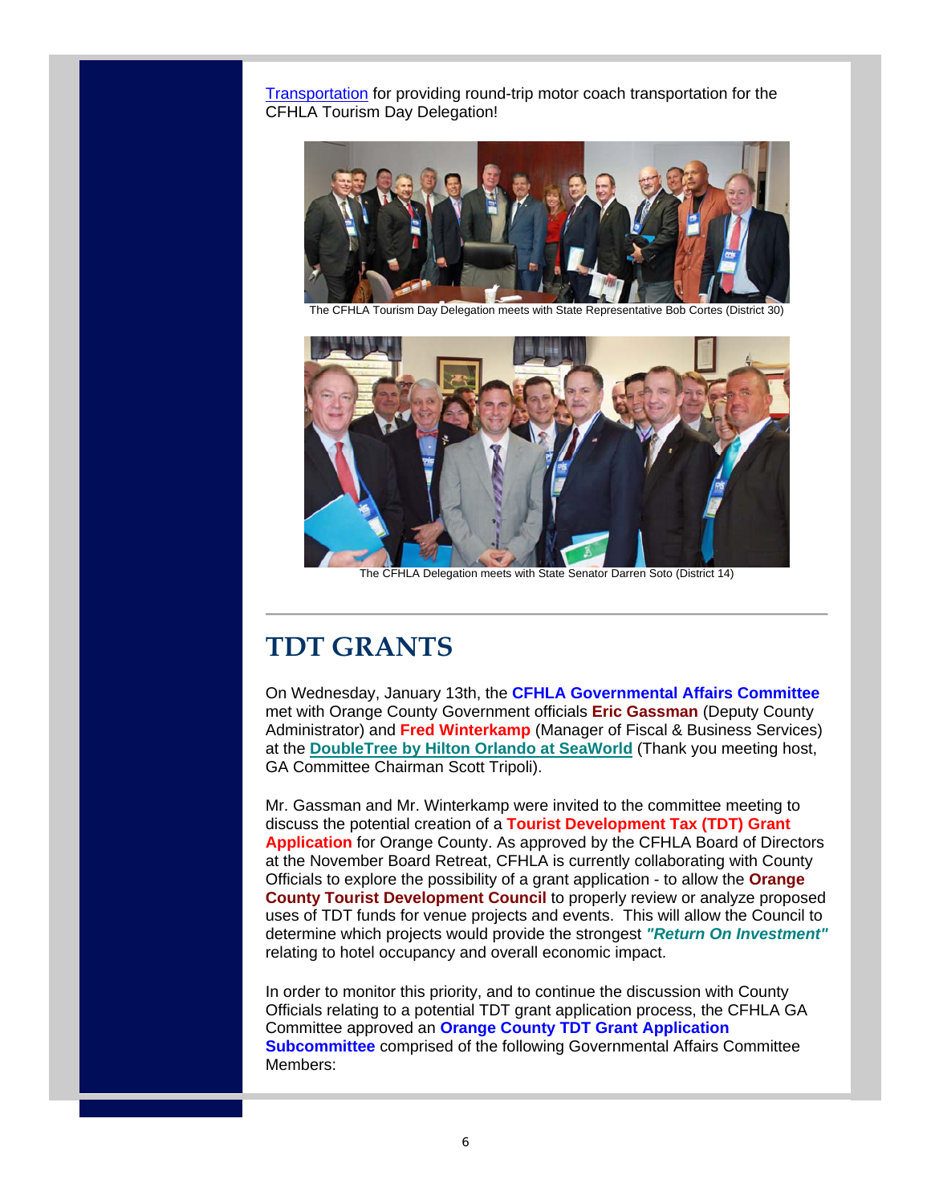[Transportation](#) for providing round-trip motor coach transportation for the CFHLA Tourism Day Delegation!

The CFHLA Tourism Day Delegation meets with State Representative Bob Cortes (District 30)

The CFHLA Delegation meets with State Senator Darren Soto (District 14)

# TDT GRANTS

On Wednesday, January 13th, the **CFHLA Governmental Affairs Committee** met with Orange County Government officials **Eric Gassman** (Deputy County Administrator) and **Fred Winterkamp** (Manager of Fiscal & Business Services) at the **[DoubleTree by Hilton Orlando at SeaWorld](#)** (Thank you meeting host, GA Committee Chairman Scott Tripoli).

Mr. Gassman and Mr. Winterkamp were invited to the committee meeting to discuss the potential creation of a **Tourist Development Tax (TDT) Grant Application** for Orange County. As approved by the CFHLA Board of Directors at the November Board Retreat, CFHLA is currently collaborating with County Officials to explore the possibility of a grant application - to allow the **Orange County Tourist Development Council** to properly review or analyze proposed uses of TDT funds for venue projects and events. This will allow the Council to determine which projects would provide the strongest ***"Return On Investment"*** relating to hotel occupancy and overall economic impact.

In order to monitor this priority, and to continue the discussion with County Officials relating to a potential TDT grant application process, the CFHLA GA Committee approved an **Orange County TDT Grant Application Subcommittee** comprised of the following Governmental Affairs Committee Members: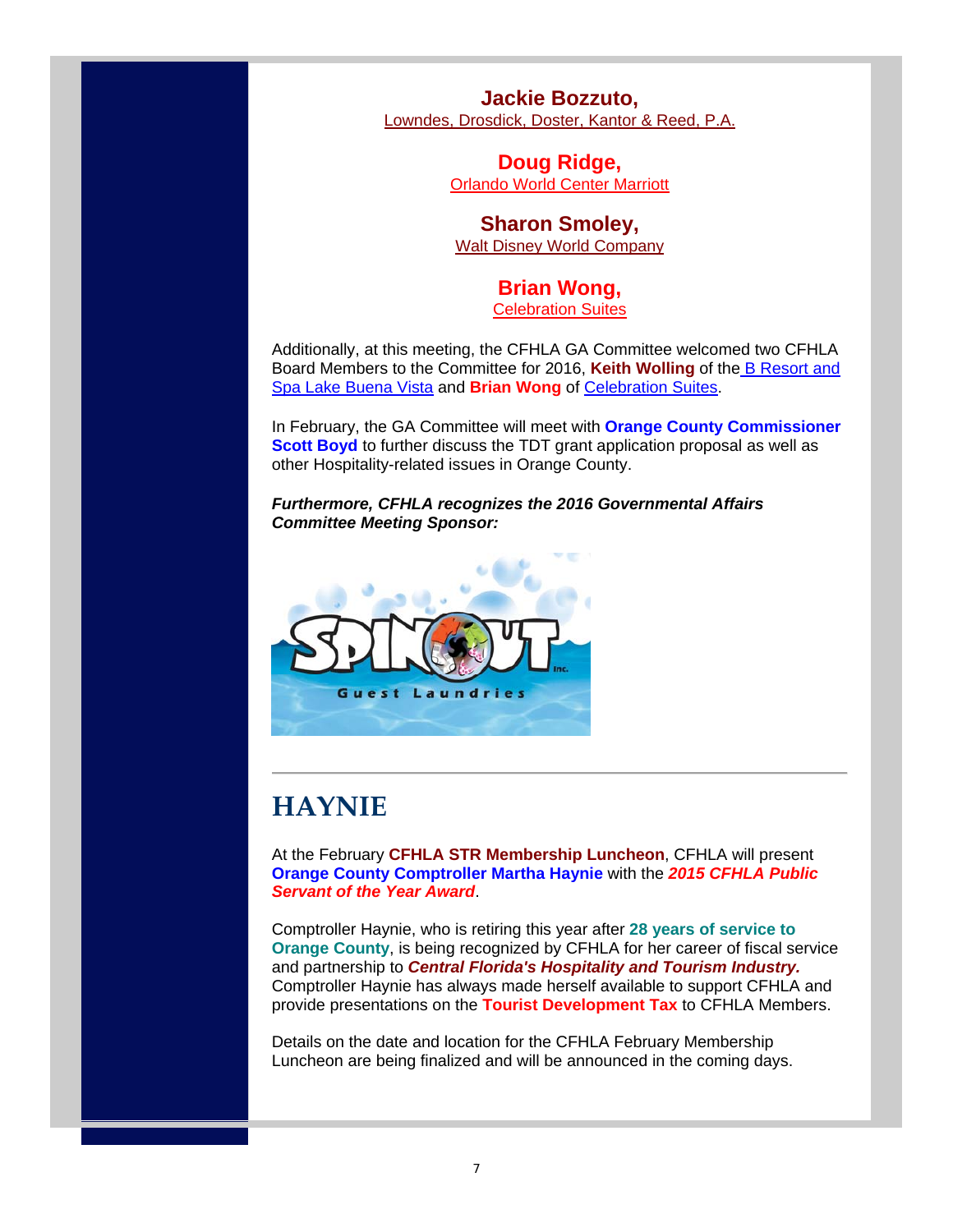**Jackie Bozzuto,**
Lowndes, Drosdick, Doster, Kantor & Reed, P.A.

**Doug Ridge,**
Orlando World Center Marriott

**Sharon Smoley,**
Walt Disney World Company

**Brian Wong,**
Celebration Suites

Additionally, at this meeting, the CFHLA GA Committee welcomed two CFHLA Board Members to the Committee for 2016, **Keith Wolling** of the B Resort and Spa Lake Buena Vista and **Brian Wong** of Celebration Suites.

In February, the GA Committee will meet with **Orange County Commissioner Scott Boyd** to further discuss the TDT grant application proposal as well as other Hospitality-related issues in Orange County.

***Furthermore, CFHLA recognizes the 2016 Governmental Affairs Committee Meeting Sponsor:***

## HAYNIE

At the February **CFHLA STR Membership Luncheon**, CFHLA will present **Orange County Comptroller Martha Haynie** with the ***2015 CFHLA Public Servant of the Year Award***.

Comptroller Haynie, who is retiring this year after **28 years of service to Orange County**, is being recognized by CFHLA for her career of fiscal service and partnership to ***Central Florida's Hospitality and Tourism Industry.*** Comptroller Haynie has always made herself available to support CFHLA and provide presentations on the **Tourist Development Tax** to CFHLA Members.

Details on the date and location for the CFHLA February Membership Luncheon are being finalized and will be announced in the coming days.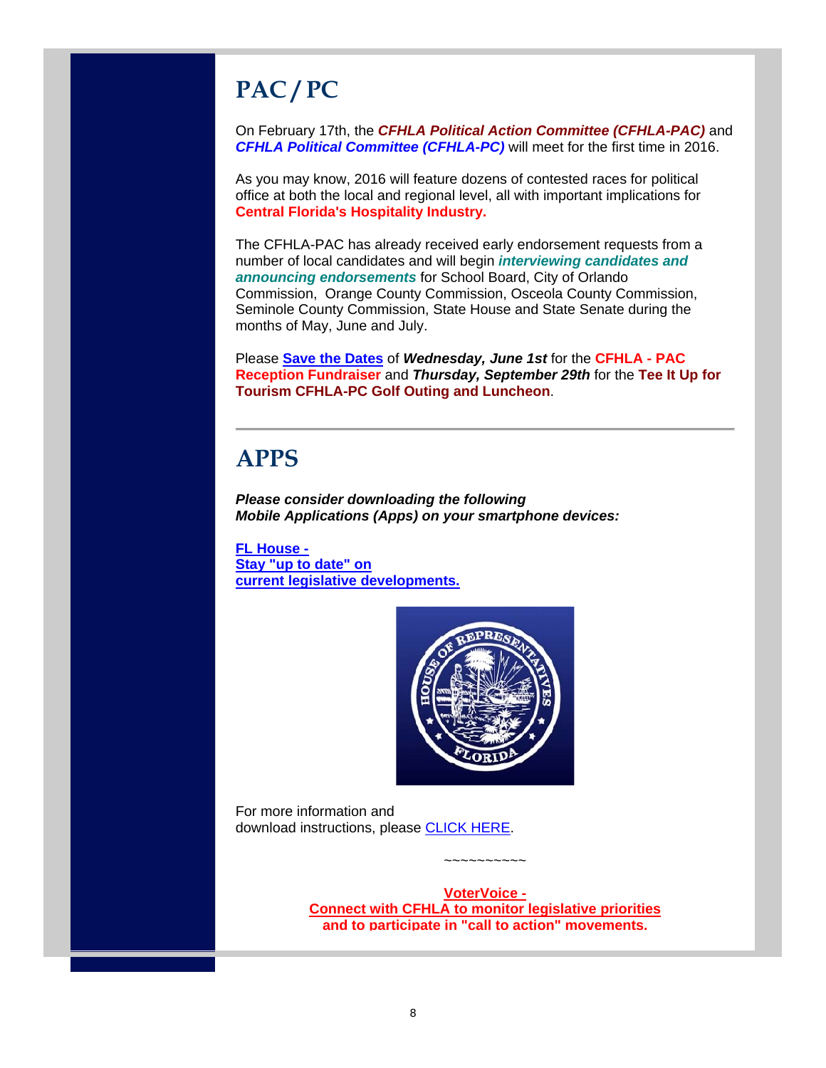# PAC / PC

On February 17th, the ***CFHLA Political Action Committee (CFHLA-PAC)*** and ***CFHLA Political Committee (CFHLA-PC)*** will meet for the first time in 2016.

As you may know, 2016 will feature dozens of contested races for political office at both the local and regional level, all with important implications for **Central Florida's Hospitality Industry.**

The CFHLA-PAC has already received early endorsement requests from a number of local candidates and will begin ***interviewing candidates and announcing endorsements*** for School Board, City of Orlando Commission, Orange County Commission, Osceola County Commission, Seminole County Commission, State House and State Senate during the months of May, June and July.

Please **Save the Dates** of ***Wednesday, June 1st*** for the **CFHLA - PAC Reception Fundraiser** and ***Thursday, September 29th*** for the **Tee It Up for Tourism CFHLA-PC Golf Outing and Luncheon**.

# APPS

***Please consider downloading the following Mobile Applications (Apps) on your smartphone devices:***

**FL House - Stay "up to date" on current legislative developments.**

For more information and download instructions, please CLICK HERE.

~~~~~~~~~~

**VoterVoice - Connect with CFHLA to monitor legislative priorities and to participate in "call to action" movements.**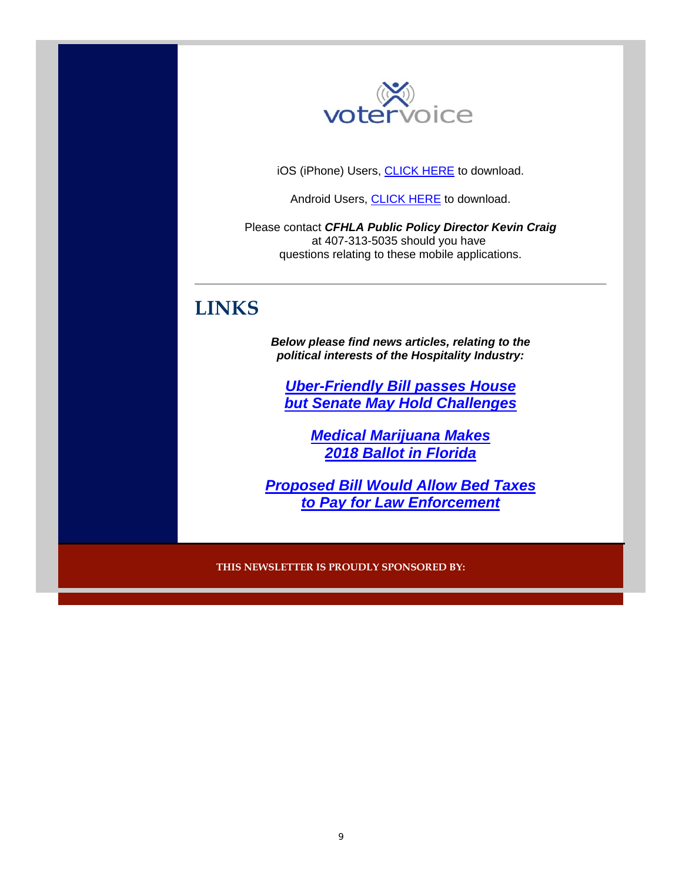votervoice

iOS (iPhone) Users, CLICK HERE to download.

Android Users, CLICK HERE to download.

Please contact ***CFHLA Public Policy Director Kevin Craig*** at 407-313-5035 should you have questions relating to these mobile applications.

---

# LINKS

***Below please find news articles, relating to the political interests of the Hospitality Industry:***

***Uber-Friendly Bill passes House but Senate May Hold Challenges***

***Medical Marijuana Makes 2018 Ballot in Florida***

***Proposed Bill Would Allow Bed Taxes to Pay for Law Enforcement***

**THIS NEWSLETTER IS PROUDLY SPONSORED BY:**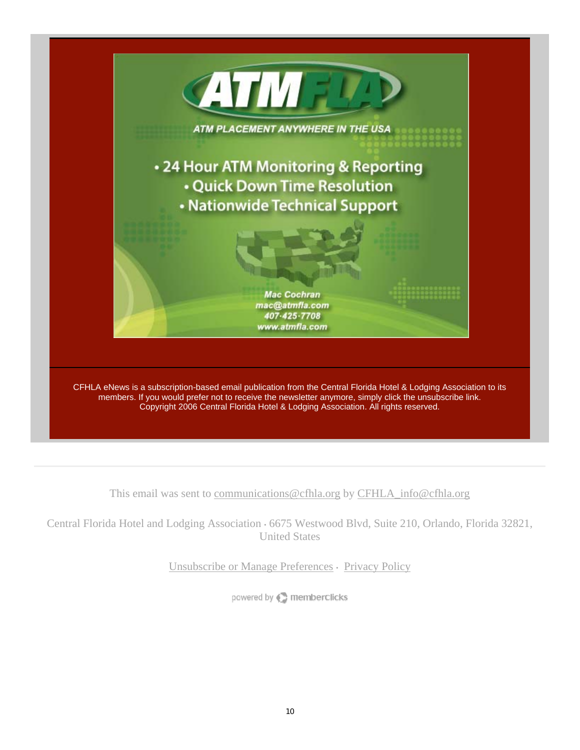ATMFLA

ATM PLACEMENT ANYWHERE IN THE USA

- 24 Hour ATM Monitoring & Reporting
- Quick Down Time Resolution
- Nationwide Technical Support

Mac Cochran
mac@atmfla.com
407·425·7708
www.atmfla.com

CFHLA eNews is a subscription-based email publication from the Central Florida Hotel & Lodging Association to its members. If you would prefer not to receive the newsletter anymore, simply click the unsubscribe link.
Copyright 2006 Central Florida Hotel & Lodging Association. All rights reserved.

---

This email was sent to communications@cfhla.org by CFHLA_info@cfhla.org

Central Florida Hotel and Lodging Association · 6675 Westwood Blvd, Suite 210, Orlando, Florida 32821, United States

Unsubscribe or Manage Preferences · Privacy Policy

powered by memberclicks